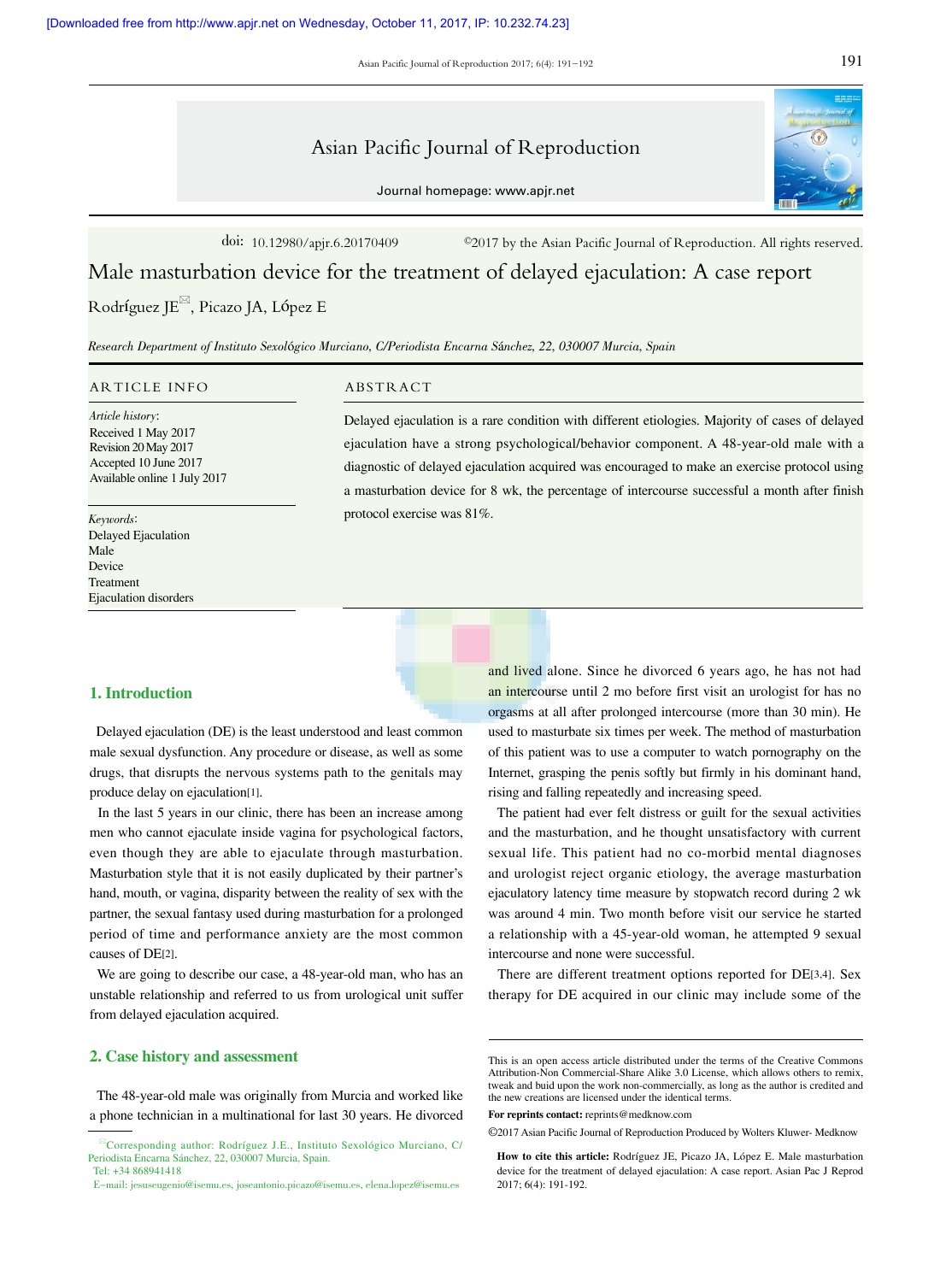doi: 10.12980/apjr.6.20170409 ©2017 by the Asian Pacific Journal of Reproduction. All rights reserved.

# Male masturbation device for the treatment of delayed ejaculation: A case report

Rodríguez JE, Picazo JA, López E

*Research Department of Instituto Sexológico Murciano, C/Periodista Encarna Sánchez, 22, 030007 Murcia, Spain*

## ARTICLE INFO

*Article history:*
Received 1 May 2017
Revision 20 May 2017
Accepted 10 June 2017
Available online 1 July 2017

*Keywords:*
Delayed Ejaculation
Male
Device
Treatment
Ejaculation disorders

## ABSTRACT

Delayed ejaculation is a rare condition with different etiologies. Majority of cases of delayed ejaculation have a strong psychological/behavior component. A 48-year-old male with a diagnostic of delayed ejaculation acquired was encouraged to make an exercise protocol using a masturbation device for 8 wk, the percentage of intercourse successful a month after finish protocol exercise was 81%.

## 1. Introduction

Delayed ejaculation (DE) is the least understood and least common male sexual dysfunction. Any procedure or disease, as well as some drugs, that disrupts the nervous systems path to the genitals may produce delay on ejaculation[1].

In the last 5 years in our clinic, there has been an increase among men who cannot ejaculate inside vagina for psychological factors, even though they are able to ejaculate through masturbation. Masturbation style that it is not easily duplicated by their partner's hand, mouth, or vagina, disparity between the reality of sex with the partner, the sexual fantasy used during masturbation for a prolonged period of time and performance anxiety are the most common causes of DE[2].

We are going to describe our case, a 48-year-old man, who has an unstable relationship and referred to us from urological unit suffer from delayed ejaculation acquired.

## 2. Case history and assessment

The 48-year-old male was originally from Murcia and worked like a phone technician in a multinational for last 30 years. He divorced and lived alone. Since he divorced 6 years ago, he has not had an intercourse until 2 mo before first visit an urologist for has no orgasms at all after prolonged intercourse (more than 30 min). He used to masturbate six times per week. The method of masturbation of this patient was to use a computer to watch pornography on the Internet, grasping the penis softly but firmly in his dominant hand, rising and falling repeatedly and increasing speed.

The patient had ever felt distress or guilt for the sexual activities and the masturbation, and he thought unsatisfactory with current sexual life. This patient had no co-morbid mental diagnoses and urologist reject organic etiology, the average masturbation ejaculatory latency time measure by stopwatch record during 2 wk was around 4 min. Two month before visit our service he started a relationship with a 45-year-old woman, he attempted 9 sexual intercourse and none were successful.

There are different treatment options reported for DE[3,4]. Sex therapy for DE acquired in our clinic may include some of the

---

Corresponding author: Rodríguez J.E., Instituto Sexológico Murciano, C/Periodista Encarna Sánchez, 22, 030007 Murcia, Spain.
Tel: +34 868941418
E-mail: jesuseugenio@isemu.es, joseantonio.picazo@isemu.es, elena.lopez@isemu.es

This is an open access article distributed under the terms of the Creative Commons Attribution-Non Commercial-Share Alike 3.0 License, which allows others to remix, tweak and buid upon the work non-commercially, as long as the author is credited and the new creations are licensed under the identical terms.

**For reprints contact:** reprints@medknow.com

©2017 Asian Pacific Journal of Reproduction Produced by Wolters Kluwer- Medknow

**How to cite this article:** Rodríguez JE, Picazo JA, López E. Male masturbation device for the treatment of delayed ejaculation: A case report. Asian Pac J Reprod 2017; 6(4): 191-192.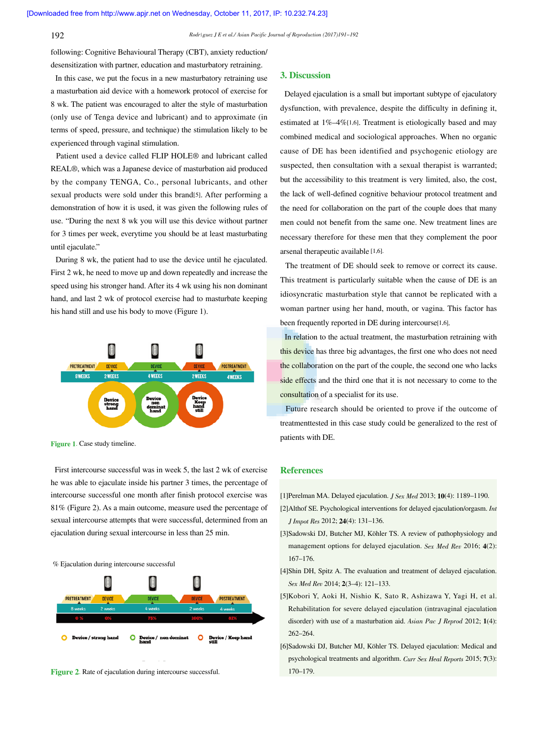following: Cognitive Behavioural Therapy (CBT), anxiety reduction/ desensitization with partner, education and masturbatory retraining.

In this case, we put the focus in a new masturbatory retraining use a masturbation aid device with a homework protocol of exercise for 8 wk. The patient was encouraged to alter the style of masturbation (only use of Tenga device and lubricant) and to approximate (in terms of speed, pressure, and technique) the stimulation likely to be experienced through vaginal stimulation.

Patient used a device called FLIP HOLE® and lubricant called REAL®, which was a Japanese device of masturbation aid produced by the company TENGA, Co., personal lubricants, and other sexual products were sold under this brand[5]. After performing a demonstration of how it is used, it was given the following rules of use. "During the next 8 wk you will use this device without partner for 3 times per week, everytime you should be at least masturbating until ejaculate."

During 8 wk, the patient had to use the device until he ejaculated. First 2 wk, he need to move up and down repeatedly and increase the speed using his stronger hand. After its 4 wk using his non dominant hand, and last 2 wk of protocol exercise had to masturbate keeping his hand still and use his body to move (Figure 1).

PRETREATMENT
DEVICE
DEVICE
DEVICE
POSTREATMENT
8 WEEKS
2 WEEKS
4 WEEKS
2 WEEKS
4 WEEKS
Device strong hand
Device non dominat hand
Device Keep hand still

Figure 1. Case study timeline.

First intercourse successful was in week 5, the last 2 wk of exercise he was able to ejaculate inside his partner 3 times, the percentage of intercourse successful one month after finish protocol exercise was 81% (Figure 2). As a main outcome, measure used the percentage of sexual intercourse attempts that were successful, determined from an ejaculation during sexual intercourse in less than 25 min.

% Ejaculation during intercourse successful

PRETREATMENT
DEVICE
DEVICE
DEVICE
POSTREATMENT
8 weeks
2 weeks
4 weeks
2 weeks
4 weeks
0 %
0%
75%
100%
81%
Device / strong hand
Device / non dominat hand
Device / Keep hand still

Figure 2. Rate of ejaculation during intercourse successful.

## 3. Discussion

Delayed ejaculation is a small but important subtype of ejaculatory dysfunction, with prevalence, despite the difficulty in defining it, estimated at 1%–4%[1,6]. Treatment is etiologically based and may combined medical and sociological approaches. When no organic cause of DE has been identified and psychogenic etiology are suspected, then consultation with a sexual therapist is warranted; but the accessibility to this treatment is very limited, also, the cost, the lack of well-defined cognitive behaviour protocol treatment and the need for collaboration on the part of the couple does that many men could not benefit from the same one. New treatment lines are necessary therefore for these men that they complement the poor arsenal therapeutic available [1,6].

The treatment of DE should seek to remove or correct its cause. This treatment is particularly suitable when the cause of DE is an idiosyncratic masturbation style that cannot be replicated with a woman partner using her hand, mouth, or vagina. This factor has been frequently reported in DE during intercourse[1,6].

In relation to the actual treatment, the masturbation retraining with this device has three big advantages, the first one who does not need the collaboration on the part of the couple, the second one who lacks side effects and the third one that it is not necessary to come to the consultation of a specialist for its use.

Future research should be oriented to prove if the outcome of treatmenttested in this case study could be generalized to the rest of patients with DE.

## References

[1]Perelman MA. Delayed ejaculation. *J Sex Med* 2013; **10**(4): 1189–1190.

[2]Althof SE. Psychological interventions for delayed ejaculation/orgasm. *Int J Impot Res* 2012; **24**(4): 131–136.

[3]Sadowski DJ, Butcher MJ, Köhler TS. A review of pathophysiology and management options for delayed ejaculation. *Sex Med Rev* 2016; **4**(2): 167–176.

[4]Shin DH, Spitz A. The evaluation and treatment of delayed ejaculation. *Sex Med Rev* 2014; **2**(3–4): 121–133.

[5]Kobori Y, Aoki H, Nishio K, Sato R, Ashizawa Y, Yagi H, et al. Rehabilitation for severe delayed ejaculation (intravaginal ejaculation disorder) with use of a masturbation aid. *Asian Pac J Reprod* 2012; **1**(4): 262–264.

[6]Sadowski DJ, Butcher MJ, Köhler TS. Delayed ejaculation: Medical and psychological treatments and algorithm. *Curr Sex Heal Reports* 2015; **7**(3): 170–179.